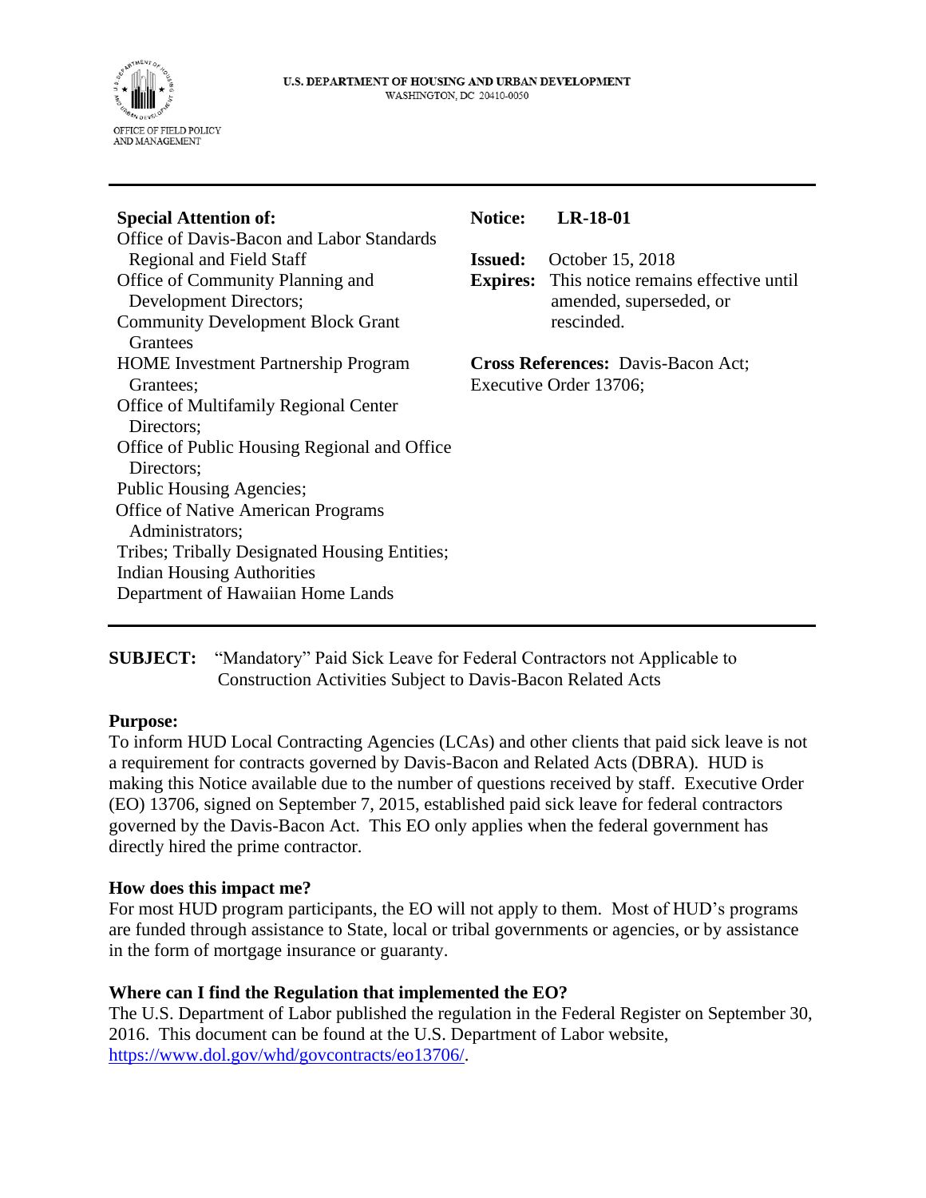U.S. DEPARTMENT OF HOUSING AND URBAN DEVELOPMENT
WASHINGTON, DC 20410-0050

OFFICE OF FIELD POLICY AND MANAGEMENT

---

**Special Attention of:**
Office of Davis-Bacon and Labor Standards Regional and Field Staff
Office of Community Planning and Development Directors;
Community Development Block Grant Grantees
HOME Investment Partnership Program Grantees;
Office of Multifamily Regional Center Directors;
Office of Public Housing Regional and Office Directors;
Public Housing Agencies;
Office of Native American Programs Administrators;
Tribes; Tribally Designated Housing Entities;
Indian Housing Authorities
Department of Hawaiian Home Lands

**Notice:** **LR-18-01**

**Issued:** October 15, 2018
**Expires:** This notice remains effective until amended, superseded, or rescinded.

**Cross References:** Davis-Bacon Act; Executive Order 13706;

---

**SUBJECT:** "Mandatory" Paid Sick Leave for Federal Contractors not Applicable to Construction Activities Subject to Davis-Bacon Related Acts

**Purpose:**
To inform HUD Local Contracting Agencies (LCAs) and other clients that paid sick leave is not a requirement for contracts governed by Davis-Bacon and Related Acts (DBRA). HUD is making this Notice available due to the number of questions received by staff. Executive Order (EO) 13706, signed on September 7, 2015, established paid sick leave for federal contractors governed by the Davis-Bacon Act. This EO only applies when the federal government has directly hired the prime contractor.

**How does this impact me?**
For most HUD program participants, the EO will not apply to them. Most of HUD's programs are funded through assistance to State, local or tribal governments or agencies, or by assistance in the form of mortgage insurance or guaranty.

**Where can I find the Regulation that implemented the EO?**
The U.S. Department of Labor published the regulation in the Federal Register on September 30, 2016. This document can be found at the U.S. Department of Labor website, https://www.dol.gov/whd/govcontracts/eo13706/.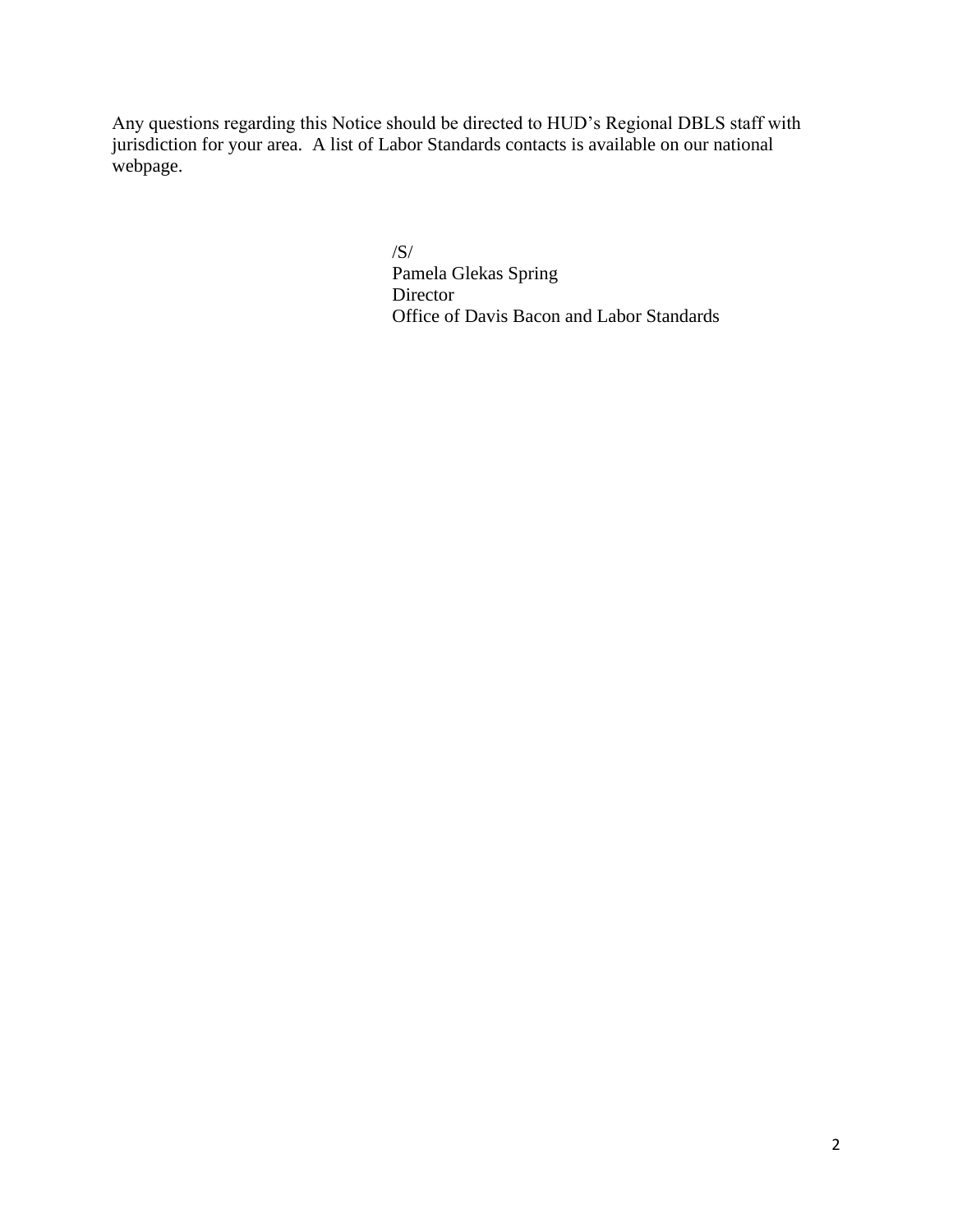Any questions regarding this Notice should be directed to HUD's Regional DBLS staff with jurisdiction for your area. A list of Labor Standards contacts is available on our national webpage.

/S/
Pamela Glekas Spring
Director
Office of Davis Bacon and Labor Standards